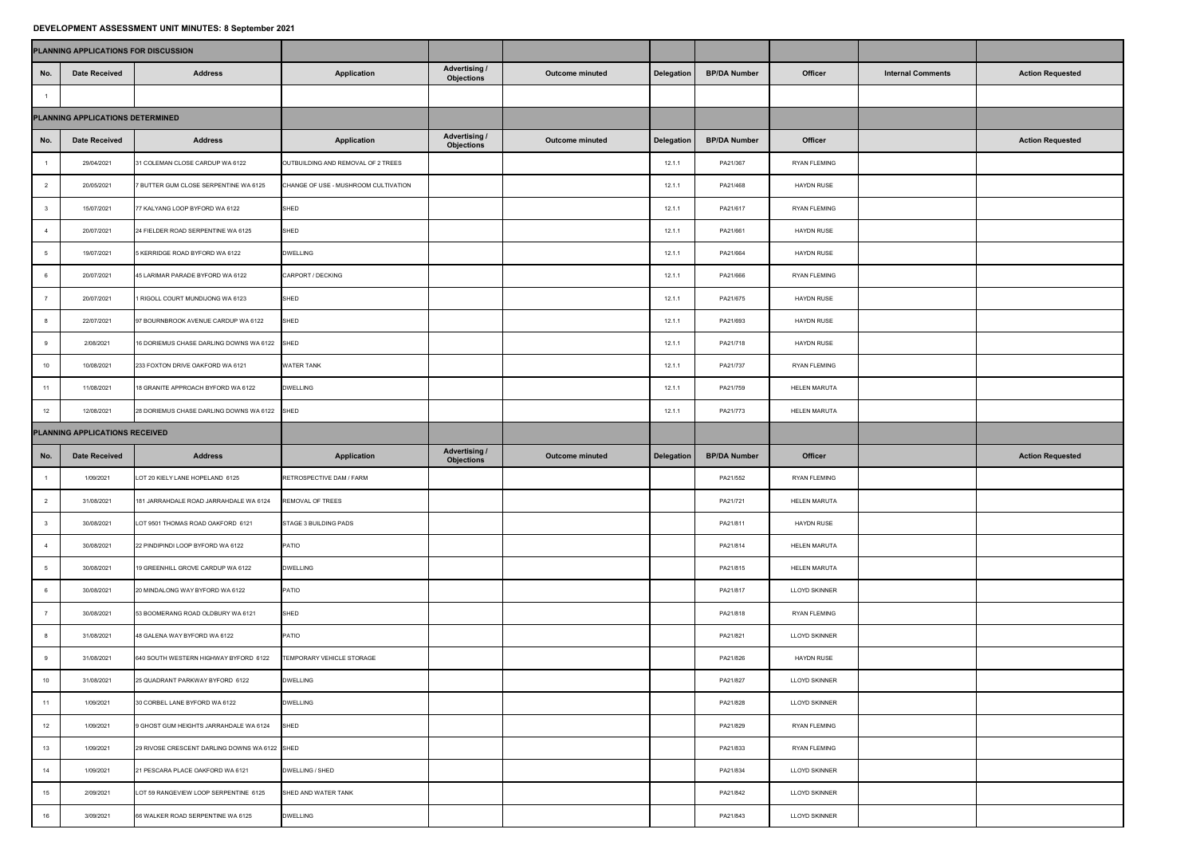**DEVELOPMENT ASSESSMENT UNIT MINUTES: 8 September 2021**

| PLANNING APPLICATIONS FOR DISCUSSION | | | | | | | | | | |
|---|---|---|---|---|---|---|---|---|---|---|
| No. | Date Received | Address | Application | Advertising / Objections | Outcome minuted | Delegation | BP/DA Number | Officer | Internal Comments | Action Requested |
| 1 | | | | | | | | | | |
| **PLANNING APPLICATIONS DETERMINED** | | | | | | | | | | |
| No. | Date Received | Address | Application | Advertising / Objections | Outcome minuted | Delegation | BP/DA Number | Officer | | Action Requested |
| 1 | 29/04/2021 | 31 COLEMAN CLOSE CARDUP WA 6122 | OUTBUILDING AND REMOVAL OF 2 TREES | | | 12.1.1 | PA21/367 | RYAN FLEMING | | |
| 2 | 20/05/2021 | 7 BUTTER GUM CLOSE SERPENTINE WA 6125 | CHANGE OF USE - MUSHROOM CULTIVATION | | | 12.1.1 | PA21/468 | HAYDN RUSE | | |
| 3 | 15/07/2021 | 77 KALYANG LOOP BYFORD WA 6122 | SHED | | | 12.1.1 | PA21/617 | RYAN FLEMING | | |
| 4 | 20/07/2021 | 24 FIELDER ROAD SERPENTINE WA 6125 | SHED | | | 12.1.1 | PA21/661 | HAYDN RUSE | | |
| 5 | 19/07/2021 | 5 KERRIDGE ROAD BYFORD WA 6122 | DWELLING | | | 12.1.1 | PA21/664 | HAYDN RUSE | | |
| 6 | 20/07/2021 | 45 LARIMAR PARADE BYFORD WA 6122 | CARPORT / DECKING | | | 12.1.1 | PA21/666 | RYAN FLEMING | | |
| 7 | 20/07/2021 | 1 RIGOLL COURT MUNDIJONG WA 6123 | SHED | | | 12.1.1 | PA21/675 | HAYDN RUSE | | |
| 8 | 22/07/2021 | 97 BOURNBROOK AVENUE CARDUP WA 6122 | SHED | | | 12.1.1 | PA21/693 | HAYDN RUSE | | |
| 9 | 2/08/2021 | 16 DORIEMUS CHASE DARLING DOWNS WA 6122 | SHED | | | 12.1.1 | PA21/718 | HAYDN RUSE | | |
| 10 | 10/08/2021 | 233 FOXTON DRIVE OAKFORD WA 6121 | WATER TANK | | | 12.1.1 | PA21/737 | RYAN FLEMING | | |
| 11 | 11/08/2021 | 18 GRANITE APPROACH BYFORD WA 6122 | DWELLING | | | 12.1.1 | PA21/759 | HELEN MARUTA | | |
| 12 | 12/08/2021 | 28 DORIEMUS CHASE DARLING DOWNS WA 6122 | SHED | | | 12.1.1 | PA21/773 | HELEN MARUTA | | |
| **PLANNING APPLICATIONS RECEIVED** | | | | | | | | | | |
| No. | Date Received | Address | Application | Advertising / Objections | Outcome minuted | Delegation | BP/DA Number | Officer | | Action Requested |
| 1 | 1/09/2021 | LOT 20 KIELY LANE HOPELAND 6125 | RETROSPECTIVE DAM / FARM | | | | PA21/552 | RYAN FLEMING | | |
| 2 | 31/08/2021 | 181 JARRAHDALE ROAD JARRAHDALE WA 6124 | REMOVAL OF TREES | | | | PA21/721 | HELEN MARUTA | | |
| 3 | 30/08/2021 | LOT 9501 THOMAS ROAD OAKFORD 6121 | STAGE 3 BUILDING PADS | | | | PA21/811 | HAYDN RUSE | | |
| 4 | 30/08/2021 | 22 PINDIPINDI LOOP BYFORD WA 6122 | PATIO | | | | PA21/814 | HELEN MARUTA | | |
| 5 | 30/08/2021 | 19 GREENHILL GROVE CARDUP WA 6122 | DWELLING | | | | PA21/815 | HELEN MARUTA | | |
| 6 | 30/08/2021 | 20 MINDALONG WAY BYFORD WA 6122 | PATIO | | | | PA21/817 | LLOYD SKINNER | | |
| 7 | 30/08/2021 | 53 BOOMERANG ROAD OLDBURY WA 6121 | SHED | | | | PA21/818 | RYAN FLEMING | | |
| 8 | 31/08/2021 | 48 GALENA WAY BYFORD WA 6122 | PATIO | | | | PA21/821 | LLOYD SKINNER | | |
| 9 | 31/08/2021 | 640 SOUTH WESTERN HIGHWAY BYFORD 6122 | TEMPORARY VEHICLE STORAGE | | | | PA21/826 | HAYDN RUSE | | |
| 10 | 31/08/2021 | 25 QUADRANT PARKWAY BYFORD 6122 | DWELLING | | | | PA21/827 | LLOYD SKINNER | | |
| 11 | 1/09/2021 | 30 CORBEL LANE BYFORD WA 6122 | DWELLING | | | | PA21/828 | LLOYD SKINNER | | |
| 12 | 1/09/2021 | 9 GHOST GUM HEIGHTS JARRAHDALE WA 6124 | SHED | | | | PA21/829 | RYAN FLEMING | | |
| 13 | 1/09/2021 | 29 RIVOSE CRESCENT DARLING DOWNS WA 6122 | SHED | | | | PA21/833 | RYAN FLEMING | | |
| 14 | 1/09/2021 | 21 PESCARA PLACE OAKFORD WA 6121 | DWELLING / SHED | | | | PA21/834 | LLOYD SKINNER | | |
| 15 | 2/09/2021 | LOT 59 RANGEVIEW LOOP SERPENTINE 6125 | SHED AND WATER TANK | | | | PA21/842 | LLOYD SKINNER | | |
| 16 | 3/09/2021 | 66 WALKER ROAD SERPENTINE WA 6125 | DWELLING | | | | PA21/843 | LLOYD SKINNER | | |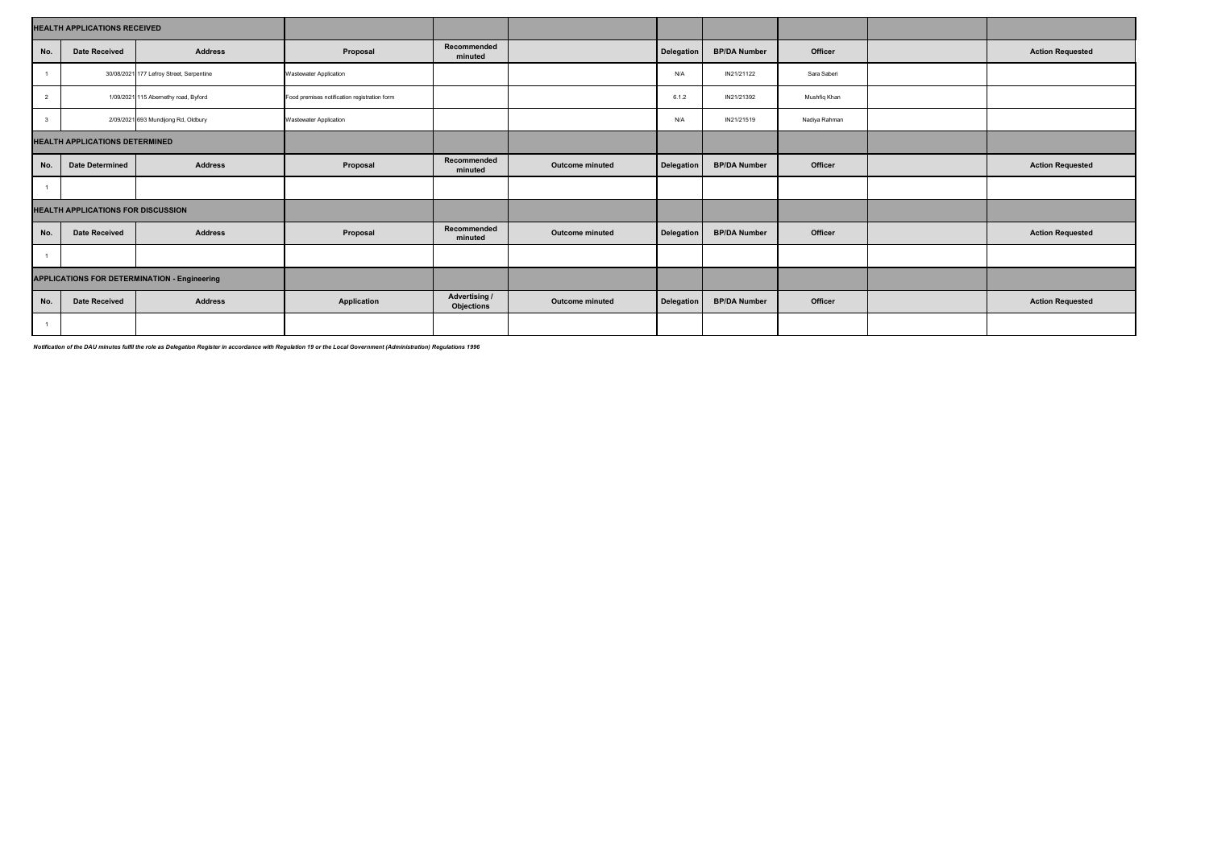| HEALTH APPLICATIONS RECEIVED | | | | | | | | | | |
|---|---|---|---|---|---|---|---|---|---|---|
| **No.** | **Date Received** | **Address** | **Proposal** | **Recommended minuted** | | **Delegation** | **BP/DA Number** | **Officer** | | **Action Requested** |
| 1 | 30/08/2021 | 177 Lefroy Street, Serpentine | Wastewater Application | | | N/A | IN21/21122 | Sara Saberi | | |
| 2 | 1/09/2021 | 115 Abernethy road, Byford | Food premises notification registration form | | | 6.1.2 | IN21/21392 | Mushfiq Khan | | |
| 3 | 2/09/2021 | 693 Mundijong Rd, Oldbury | Wastewater Application | | | N/A | IN21/21519 | Nadiya Rahman | | |
| **HEALTH APPLICATIONS DETERMINED** | | | | | | | | | | |
| **No.** | **Date Determined** | **Address** | **Proposal** | **Recommended minuted** | **Outcome minuted** | **Delegation** | **BP/DA Number** | **Officer** | | **Action Requested** |
| 1 | | | | | | | | | | |
| **HEALTH APPLICATIONS FOR DISCUSSION** | | | | | | | | | | |
| **No.** | **Date Received** | **Address** | **Proposal** | **Recommended minuted** | **Outcome minuted** | **Delegation** | **BP/DA Number** | **Officer** | | **Action Requested** |
| 1 | | | | | | | | | | |
| **APPLICATIONS FOR DETERMINATION - Engineering** | | | | | | | | | | |
| **No.** | **Date Received** | **Address** | **Application** | **Advertising / Objections** | **Outcome minuted** | **Delegation** | **BP/DA Number** | **Officer** | | **Action Requested** |
| 1 | | | | | | | | | | |

***Notification of the DAU minutes fulfil the role as Delegation Register in accordance with Regulation 19 or the Local Government (Administration) Regulations 1996***